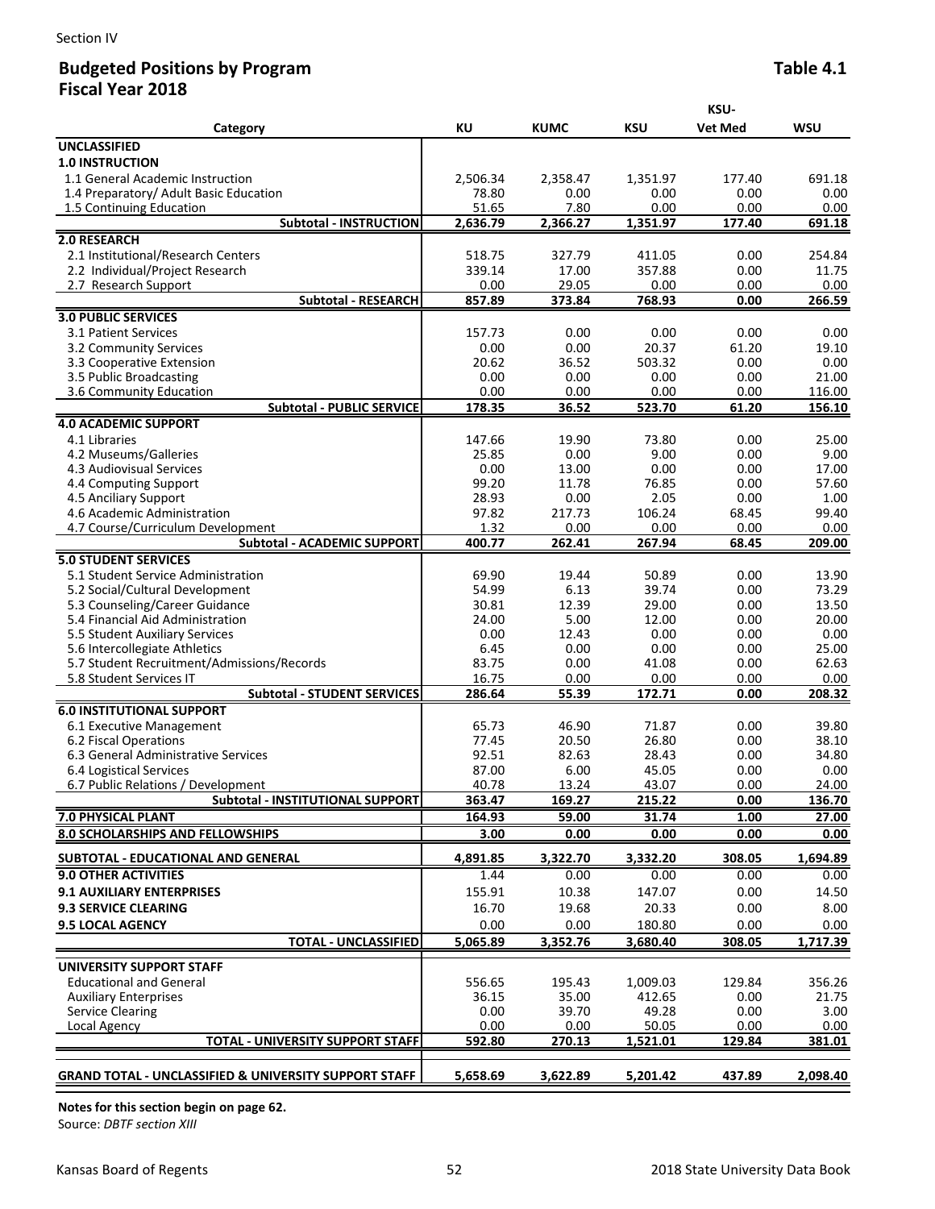Section IV

## Budgeted Positions by Program

## Fiscal Year 2018

**Table 4.1**

| Category | KU | KUMC | KSU | KSU-Vet Med | WSU |
|---|---|---|---|---|---|
| **UNCLASSIFIED** | | | | | |
| **1.0 INSTRUCTION** | | | | | |
| 1.1 General Academic Instruction | 2,506.34 | 2,358.47 | 1,351.97 | 177.40 | 691.18 |
| 1.4 Preparatory/ Adult Basic Education | 78.80 | 0.00 | 0.00 | 0.00 | 0.00 |
| 1.5 Continuing Education | 51.65 | 7.80 | 0.00 | 0.00 | 0.00 |
| **Subtotal - INSTRUCTION** | **2,636.79** | **2,366.27** | **1,351.97** | **177.40** | **691.18** |
| **2.0 RESEARCH** | | | | | |
| 2.1 Institutional/Research Centers | 518.75 | 327.79 | 411.05 | 0.00 | 254.84 |
| 2.2 Individual/Project Research | 339.14 | 17.00 | 357.88 | 0.00 | 11.75 |
| 2.7 Research Support | 0.00 | 29.05 | 0.00 | 0.00 | 0.00 |
| **Subtotal - RESEARCH** | **857.89** | **373.84** | **768.93** | **0.00** | **266.59** |
| **3.0 PUBLIC SERVICES** | | | | | |
| 3.1 Patient Services | 157.73 | 0.00 | 0.00 | 0.00 | 0.00 |
| 3.2 Community Services | 0.00 | 0.00 | 20.37 | 61.20 | 19.10 |
| 3.3 Cooperative Extension | 20.62 | 36.52 | 503.32 | 0.00 | 0.00 |
| 3.5 Public Broadcasting | 0.00 | 0.00 | 0.00 | 0.00 | 21.00 |
| 3.6 Community Education | 0.00 | 0.00 | 0.00 | 0.00 | 116.00 |
| **Subtotal - PUBLIC SERVICE** | **178.35** | **36.52** | **523.70** | **61.20** | **156.10** |
| **4.0 ACADEMIC SUPPORT** | | | | | |
| 4.1 Libraries | 147.66 | 19.90 | 73.80 | 0.00 | 25.00 |
| 4.2 Museums/Galleries | 25.85 | 0.00 | 9.00 | 0.00 | 9.00 |
| 4.3 Audiovisual Services | 0.00 | 13.00 | 0.00 | 0.00 | 17.00 |
| 4.4 Computing Support | 99.20 | 11.78 | 76.85 | 0.00 | 57.60 |
| 4.5 Anciliary Support | 28.93 | 0.00 | 2.05 | 0.00 | 1.00 |
| 4.6 Academic Administration | 97.82 | 217.73 | 106.24 | 68.45 | 99.40 |
| 4.7 Course/Curriculum Development | 1.32 | 0.00 | 0.00 | 0.00 | 0.00 |
| **Subtotal - ACADEMIC SUPPORT** | **400.77** | **262.41** | **267.94** | **68.45** | **209.00** |
| **5.0 STUDENT SERVICES** | | | | | |
| 5.1 Student Service Administration | 69.90 | 19.44 | 50.89 | 0.00 | 13.90 |
| 5.2 Social/Cultural Development | 54.99 | 6.13 | 39.74 | 0.00 | 73.29 |
| 5.3 Counseling/Career Guidance | 30.81 | 12.39 | 29.00 | 0.00 | 13.50 |
| 5.4 Financial Aid Administration | 24.00 | 5.00 | 12.00 | 0.00 | 20.00 |
| 5.5 Student Auxiliary Services | 0.00 | 12.43 | 0.00 | 0.00 | 0.00 |
| 5.6 Intercollegiate Athletics | 6.45 | 0.00 | 0.00 | 0.00 | 25.00 |
| 5.7 Student Recruitment/Admissions/Records | 83.75 | 0.00 | 41.08 | 0.00 | 62.63 |
| 5.8 Student Services IT | 16.75 | 0.00 | 0.00 | 0.00 | 0.00 |
| **Subtotal - STUDENT SERVICES** | **286.64** | **55.39** | **172.71** | **0.00** | **208.32** |
| **6.0 INSTITUTIONAL SUPPORT** | | | | | |
| 6.1 Executive Management | 65.73 | 46.90 | 71.87 | 0.00 | 39.80 |
| 6.2 Fiscal Operations | 77.45 | 20.50 | 26.80 | 0.00 | 38.10 |
| 6.3 General Administrative Services | 92.51 | 82.63 | 28.43 | 0.00 | 34.80 |
| 6.4 Logistical Services | 87.00 | 6.00 | 45.05 | 0.00 | 0.00 |
| 6.7 Public Relations / Development | 40.78 | 13.24 | 43.07 | 0.00 | 24.00 |
| **Subtotal - INSTITUTIONAL SUPPORT** | **363.47** | **169.27** | **215.22** | **0.00** | **136.70** |
| **7.0 PHYSICAL PLANT** | **164.93** | **59.00** | **31.74** | **1.00** | **27.00** |
| **8.0 SCHOLARSHIPS AND FELLOWSHIPS** | **3.00** | **0.00** | **0.00** | **0.00** | **0.00** |
| **SUBTOTAL - EDUCATIONAL AND GENERAL** | **4,891.85** | **3,322.70** | **3,332.20** | **308.05** | **1,694.89** |
| **9.0 OTHER ACTIVITIES** | 1.44 | 0.00 | 0.00 | 0.00 | 0.00 |
| **9.1 AUXILIARY ENTERPRISES** | 155.91 | 10.38 | 147.07 | 0.00 | 14.50 |
| **9.3 SERVICE CLEARING** | 16.70 | 19.68 | 20.33 | 0.00 | 8.00 |
| **9.5 LOCAL AGENCY** | 0.00 | 0.00 | 180.80 | 0.00 | 0.00 |
| **TOTAL - UNCLASSIFIED** | **5,065.89** | **3,352.76** | **3,680.40** | **308.05** | **1,717.39** |
| **UNIVERSITY SUPPORT STAFF** | | | | | |
| Educational and General | 556.65 | 195.43 | 1,009.03 | 129.84 | 356.26 |
| Auxiliary Enterprises | 36.15 | 35.00 | 412.65 | 0.00 | 21.75 |
| Service Clearing | 0.00 | 39.70 | 49.28 | 0.00 | 3.00 |
| Local Agency | 0.00 | 0.00 | 50.05 | 0.00 | 0.00 |
| **TOTAL - UNIVERSITY SUPPORT STAFF** | **592.80** | **270.13** | **1,521.01** | **129.84** | **381.01** |
| **GRAND TOTAL - UNCLASSIFIED & UNIVERSITY SUPPORT STAFF** | **5,658.69** | **3,622.89** | **5,201.42** | **437.89** | **2,098.40** |

**Notes for this section begin on page 62.**

Source: *DBTF section XIII*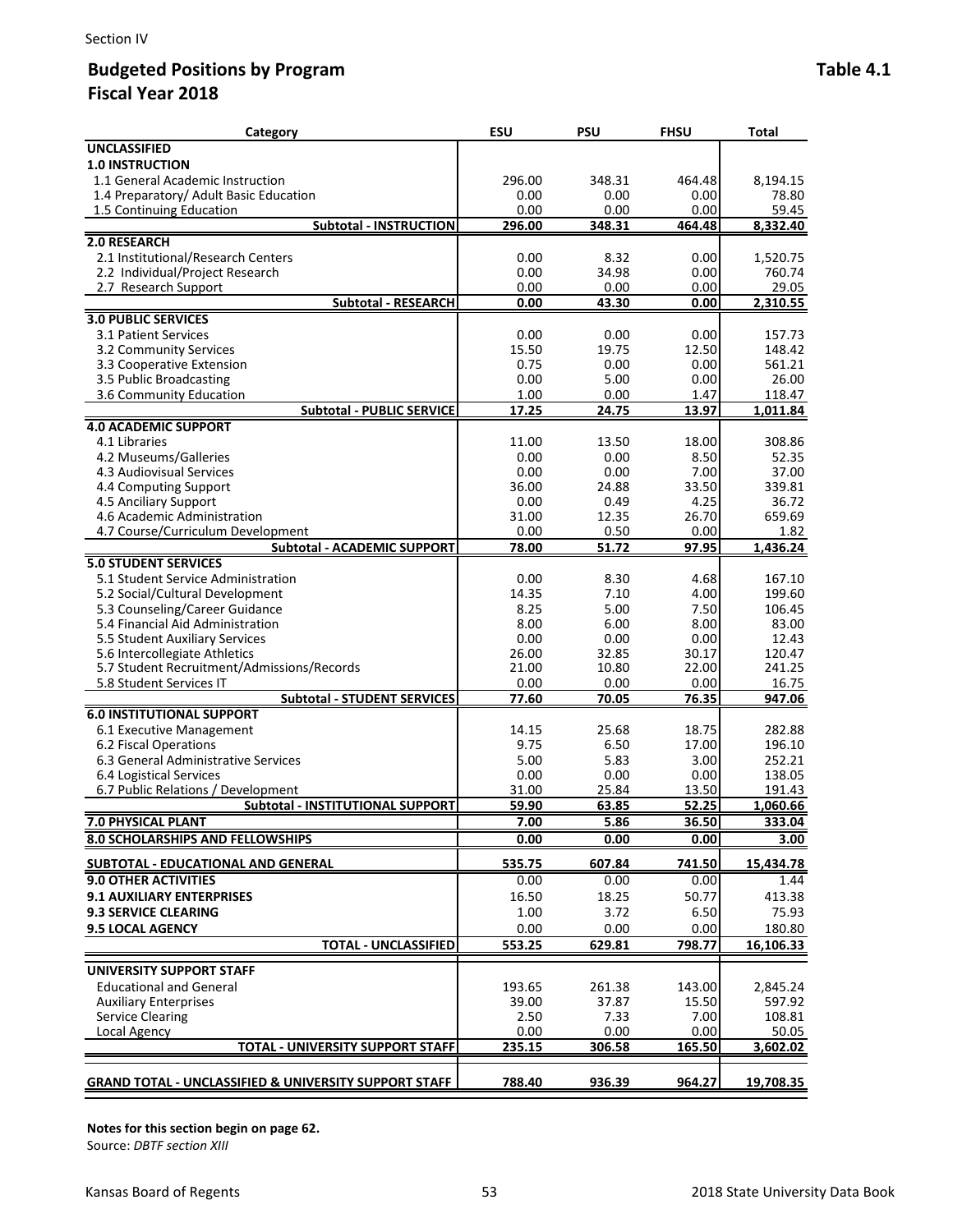Section IV

## Budgeted Positions by Program

## Fiscal Year 2018

**Table 4.1**

| Category | ESU | PSU | FHSU | Total |
|---|---|---|---|---|
| **UNCLASSIFIED** | | | | |
| **1.0 INSTRUCTION** | | | | |
| 1.1 General Academic Instruction | 296.00 | 348.31 | 464.48 | 8,194.15 |
| 1.4 Preparatory/ Adult Basic Education | 0.00 | 0.00 | 0.00 | 78.80 |
| 1.5 Continuing Education | 0.00 | 0.00 | 0.00 | 59.45 |
| **Subtotal - INSTRUCTION** | **296.00** | **348.31** | **464.48** | **8,332.40** |
| **2.0 RESEARCH** | | | | |
| 2.1 Institutional/Research Centers | 0.00 | 8.32 | 0.00 | 1,520.75 |
| 2.2 Individual/Project Research | 0.00 | 34.98 | 0.00 | 760.74 |
| 2.7 Research Support | 0.00 | 0.00 | 0.00 | 29.05 |
| **Subtotal - RESEARCH** | **0.00** | **43.30** | **0.00** | **2,310.55** |
| **3.0 PUBLIC SERVICES** | | | | |
| 3.1 Patient Services | 0.00 | 0.00 | 0.00 | 157.73 |
| 3.2 Community Services | 15.50 | 19.75 | 12.50 | 148.42 |
| 3.3 Cooperative Extension | 0.75 | 0.00 | 0.00 | 561.21 |
| 3.5 Public Broadcasting | 0.00 | 5.00 | 0.00 | 26.00 |
| 3.6 Community Education | 1.00 | 0.00 | 1.47 | 118.47 |
| **Subtotal - PUBLIC SERVICE** | **17.25** | **24.75** | **13.97** | **1,011.84** |
| **4.0 ACADEMIC SUPPORT** | | | | |
| 4.1 Libraries | 11.00 | 13.50 | 18.00 | 308.86 |
| 4.2 Museums/Galleries | 0.00 | 0.00 | 8.50 | 52.35 |
| 4.3 Audiovisual Services | 0.00 | 0.00 | 7.00 | 37.00 |
| 4.4 Computing Support | 36.00 | 24.88 | 33.50 | 339.81 |
| 4.5 Anciliary Support | 0.00 | 0.49 | 4.25 | 36.72 |
| 4.6 Academic Administration | 31.00 | 12.35 | 26.70 | 659.69 |
| 4.7 Course/Curriculum Development | 0.00 | 0.50 | 0.00 | 1.82 |
| **Subtotal - ACADEMIC SUPPORT** | **78.00** | **51.72** | **97.95** | **1,436.24** |
| **5.0 STUDENT SERVICES** | | | | |
| 5.1 Student Service Administration | 0.00 | 8.30 | 4.68 | 167.10 |
| 5.2 Social/Cultural Development | 14.35 | 7.10 | 4.00 | 199.60 |
| 5.3 Counseling/Career Guidance | 8.25 | 5.00 | 7.50 | 106.45 |
| 5.4 Financial Aid Administration | 8.00 | 6.00 | 8.00 | 83.00 |
| 5.5 Student Auxiliary Services | 0.00 | 0.00 | 0.00 | 12.43 |
| 5.6 Intercollegiate Athletics | 26.00 | 32.85 | 30.17 | 120.47 |
| 5.7 Student Recruitment/Admissions/Records | 21.00 | 10.80 | 22.00 | 241.25 |
| 5.8 Student Services IT | 0.00 | 0.00 | 0.00 | 16.75 |
| **Subtotal - STUDENT SERVICES** | **77.60** | **70.05** | **76.35** | **947.06** |
| **6.0 INSTITUTIONAL SUPPORT** | | | | |
| 6.1 Executive Management | 14.15 | 25.68 | 18.75 | 282.88 |
| 6.2 Fiscal Operations | 9.75 | 6.50 | 17.00 | 196.10 |
| 6.3 General Administrative Services | 5.00 | 5.83 | 3.00 | 252.21 |
| 6.4 Logistical Services | 0.00 | 0.00 | 0.00 | 138.05 |
| 6.7 Public Relations / Development | 31.00 | 25.84 | 13.50 | 191.43 |
| **Subtotal - INSTITUTIONAL SUPPORT** | **59.90** | **63.85** | **52.25** | **1,060.66** |
| **7.0 PHYSICAL PLANT** | **7.00** | **5.86** | **36.50** | **333.04** |
| **8.0 SCHOLARSHIPS AND FELLOWSHIPS** | **0.00** | **0.00** | **0.00** | **3.00** |
| **SUBTOTAL - EDUCATIONAL AND GENERAL** | **535.75** | **607.84** | **741.50** | **15,434.78** |
| **9.0 OTHER ACTIVITIES** | 0.00 | 0.00 | 0.00 | 1.44 |
| **9.1 AUXILIARY ENTERPRISES** | 16.50 | 18.25 | 50.77 | 413.38 |
| **9.3 SERVICE CLEARING** | 1.00 | 3.72 | 6.50 | 75.93 |
| **9.5 LOCAL AGENCY** | 0.00 | 0.00 | 0.00 | 180.80 |
| **TOTAL - UNCLASSIFIED** | **553.25** | **629.81** | **798.77** | **16,106.33** |
| **UNIVERSITY SUPPORT STAFF** | | | | |
| Educational and General | 193.65 | 261.38 | 143.00 | 2,845.24 |
| Auxiliary Enterprises | 39.00 | 37.87 | 15.50 | 597.92 |
| Service Clearing | 2.50 | 7.33 | 7.00 | 108.81 |
| Local Agency | 0.00 | 0.00 | 0.00 | 50.05 |
| **TOTAL - UNIVERSITY SUPPORT STAFF** | **235.15** | **306.58** | **165.50** | **3,602.02** |
| **GRAND TOTAL - UNCLASSIFIED & UNIVERSITY SUPPORT STAFF** | **788.40** | **936.39** | **964.27** | **19,708.35** |

**Notes for this section begin on page 62.**

Source: *DBTF section XIII*